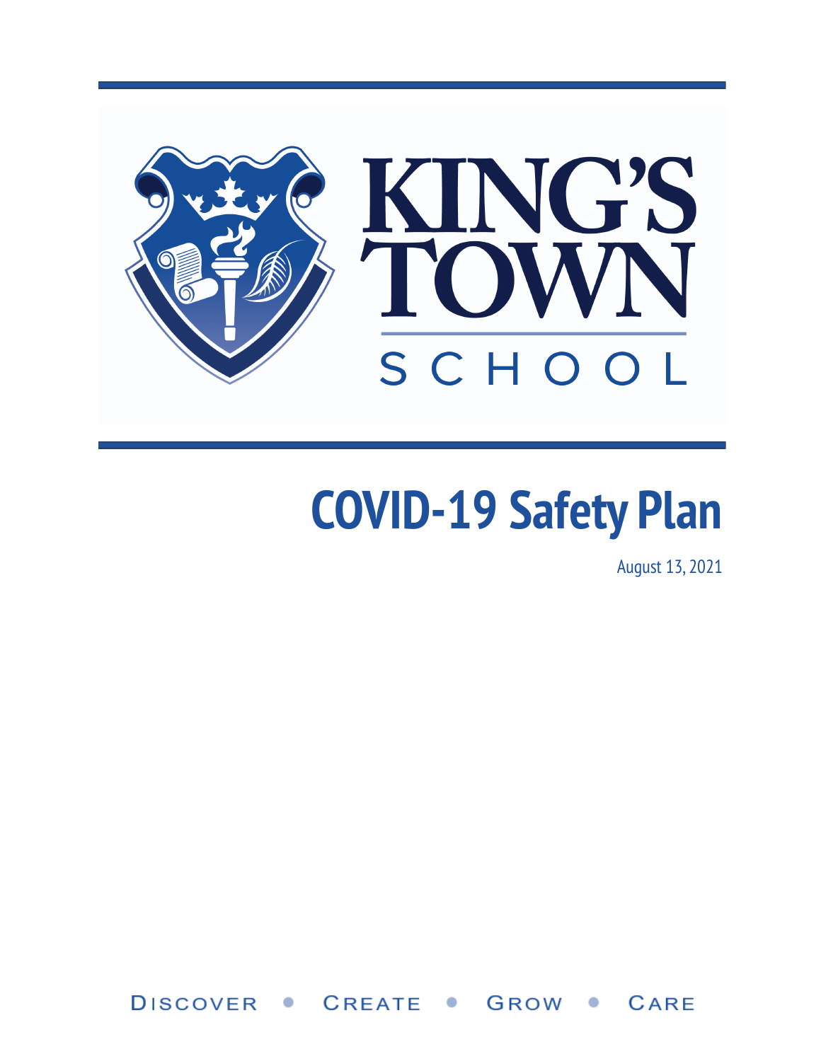KING'S TOWN SCHOOL

# COVID-19 Safety Plan

August 13, 2021

DISCOVER • CREATE • GROW • CARE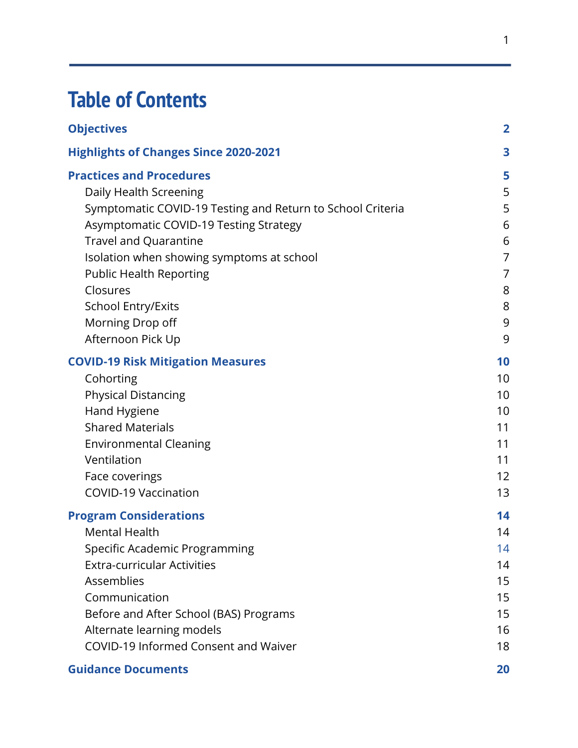# Table of Contents

| | |
|---|---|
| **Objectives** | **2** |
| **Highlights of Changes Since 2020-2021** | **3** |
| **Practices and Procedures** | **5** |
| Daily Health Screening | 5 |
| Symptomatic COVID-19 Testing and Return to School Criteria | 5 |
| Asymptomatic COVID-19 Testing Strategy | 6 |
| Travel and Quarantine | 6 |
| Isolation when showing symptoms at school | 7 |
| Public Health Reporting | 7 |
| Closures | 8 |
| School Entry/Exits | 8 |
| Morning Drop off | 9 |
| Afternoon Pick Up | 9 |
| **COVID-19 Risk Mitigation Measures** | **10** |
| Cohorting | 10 |
| Physical Distancing | 10 |
| Hand Hygiene | 10 |
| Shared Materials | 11 |
| Environmental Cleaning | 11 |
| Ventilation | 11 |
| Face coverings | 12 |
| COVID-19 Vaccination | 13 |
| **Program Considerations** | **14** |
| Mental Health | 14 |
| Specific Academic Programming | 14 |
| Extra-curricular Activities | 14 |
| Assemblies | 15 |
| Communication | 15 |
| Before and After School (BAS) Programs | 15 |
| Alternate learning models | 16 |
| COVID-19 Informed Consent and Waiver | 18 |
| **Guidance Documents** | **20** |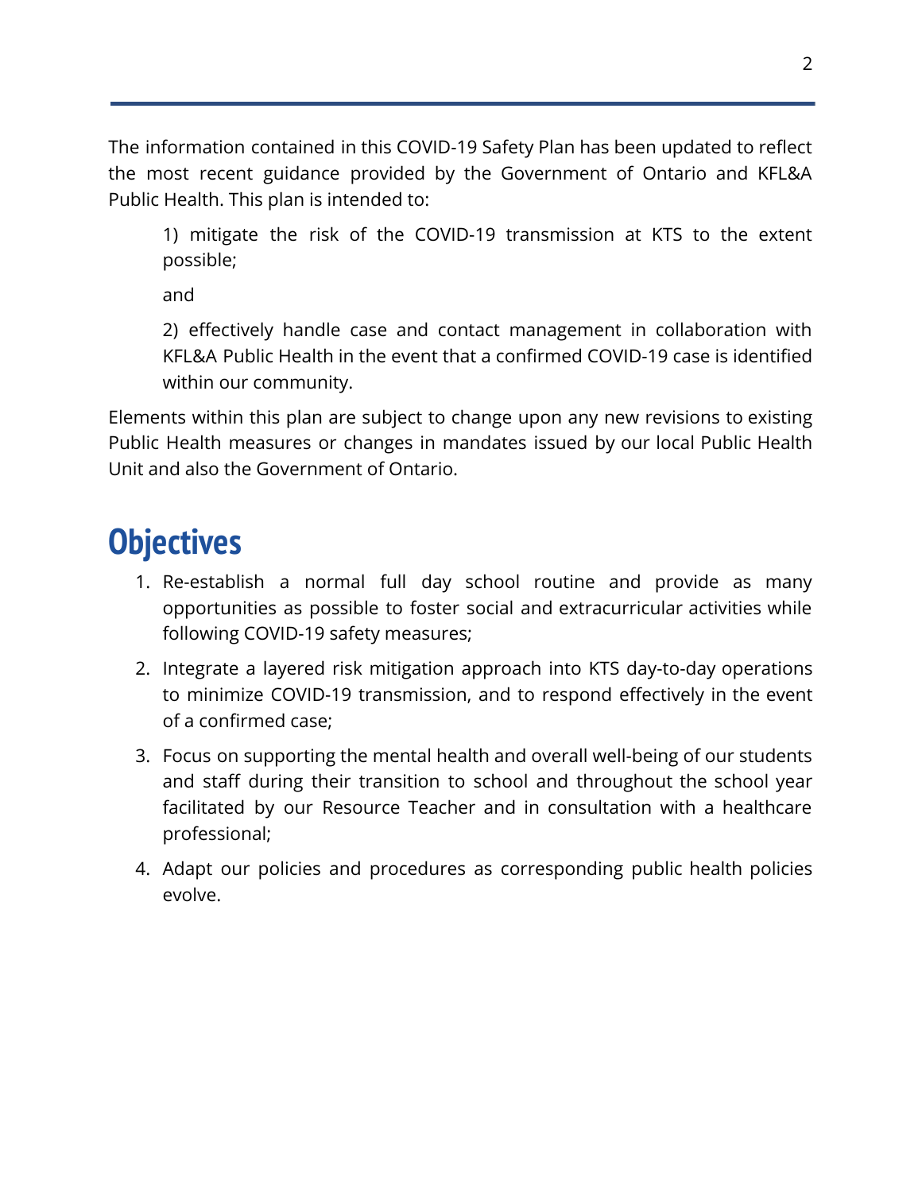The information contained in this COVID-19 Safety Plan has been updated to reflect the most recent guidance provided by the Government of Ontario and KFL&A Public Health. This plan is intended to:

> 1) mitigate the risk of the COVID-19 transmission at KTS to the extent possible;
>
> and
>
> 2) effectively handle case and contact management in collaboration with KFL&A Public Health in the event that a confirmed COVID-19 case is identified within our community.

Elements within this plan are subject to change upon any new revisions to existing Public Health measures or changes in mandates issued by our local Public Health Unit and also the Government of Ontario.

# Objectives

1. Re-establish a normal full day school routine and provide as many opportunities as possible to foster social and extracurricular activities while following COVID-19 safety measures;
2. Integrate a layered risk mitigation approach into KTS day-to-day operations to minimize COVID-19 transmission, and to respond effectively in the event of a confirmed case;
3. Focus on supporting the mental health and overall well-being of our students and staff during their transition to school and throughout the school year facilitated by our Resource Teacher and in consultation with a healthcare professional;
4. Adapt our policies and procedures as corresponding public health policies evolve.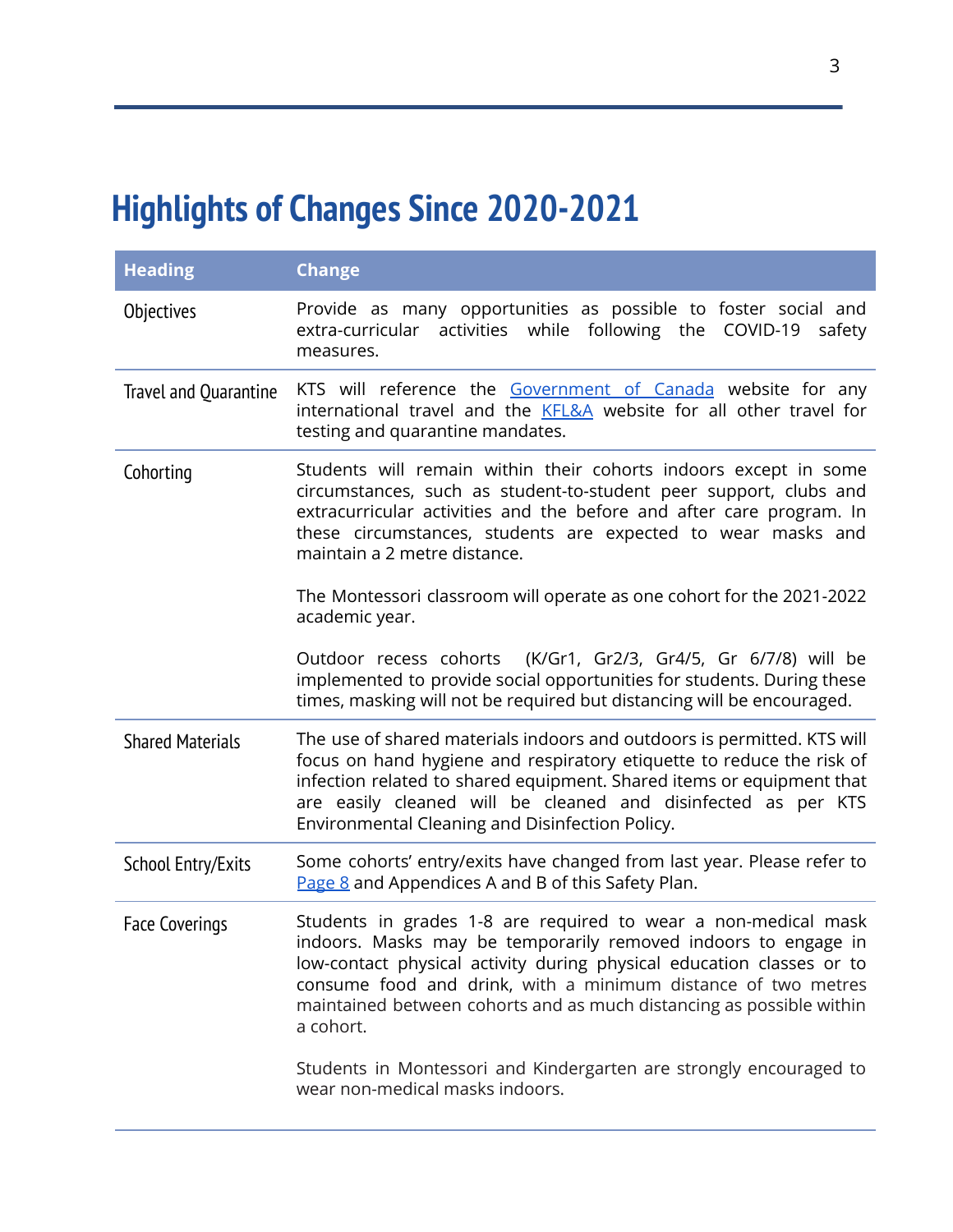# Highlights of Changes Since 2020-2021

| Heading | Change |
| --- | --- |
| Objectives | Provide as many opportunities as possible to foster social and extra-curricular activities while following the COVID-19 safety measures. |
| Travel and Quarantine | KTS will reference the [Government of Canada](#) website for any international travel and the [KFL&A](#) website for all other travel for testing and quarantine mandates. |
| Cohorting | Students will remain within their cohorts indoors except in some circumstances, such as student-to-student peer support, clubs and extracurricular activities and the before and after care program. In these circumstances, students are expected to wear masks and maintain a 2 metre distance.<br><br>The Montessori classroom will operate as one cohort for the 2021-2022 academic year.<br><br>Outdoor recess cohorts (K/Gr1, Gr2/3, Gr4/5, Gr 6/7/8) will be implemented to provide social opportunities for students. During these times, masking will not be required but distancing will be encouraged. |
| Shared Materials | The use of shared materials indoors and outdoors is permitted. KTS will focus on hand hygiene and respiratory etiquette to reduce the risk of infection related to shared equipment. Shared items or equipment that are easily cleaned will be cleaned and disinfected as per KTS Environmental Cleaning and Disinfection Policy. |
| School Entry/Exits | Some cohorts' entry/exits have changed from last year. Please refer to [Page 8](#) and Appendices A and B of this Safety Plan. |
| Face Coverings | Students in grades 1-8 are required to wear a non-medical mask indoors. Masks may be temporarily removed indoors to engage in low-contact physical activity during physical education classes or to consume food and drink, with a minimum distance of two metres maintained between cohorts and as much distancing as possible within a cohort.<br><br>Students in Montessori and Kindergarten are strongly encouraged to wear non-medical masks indoors. |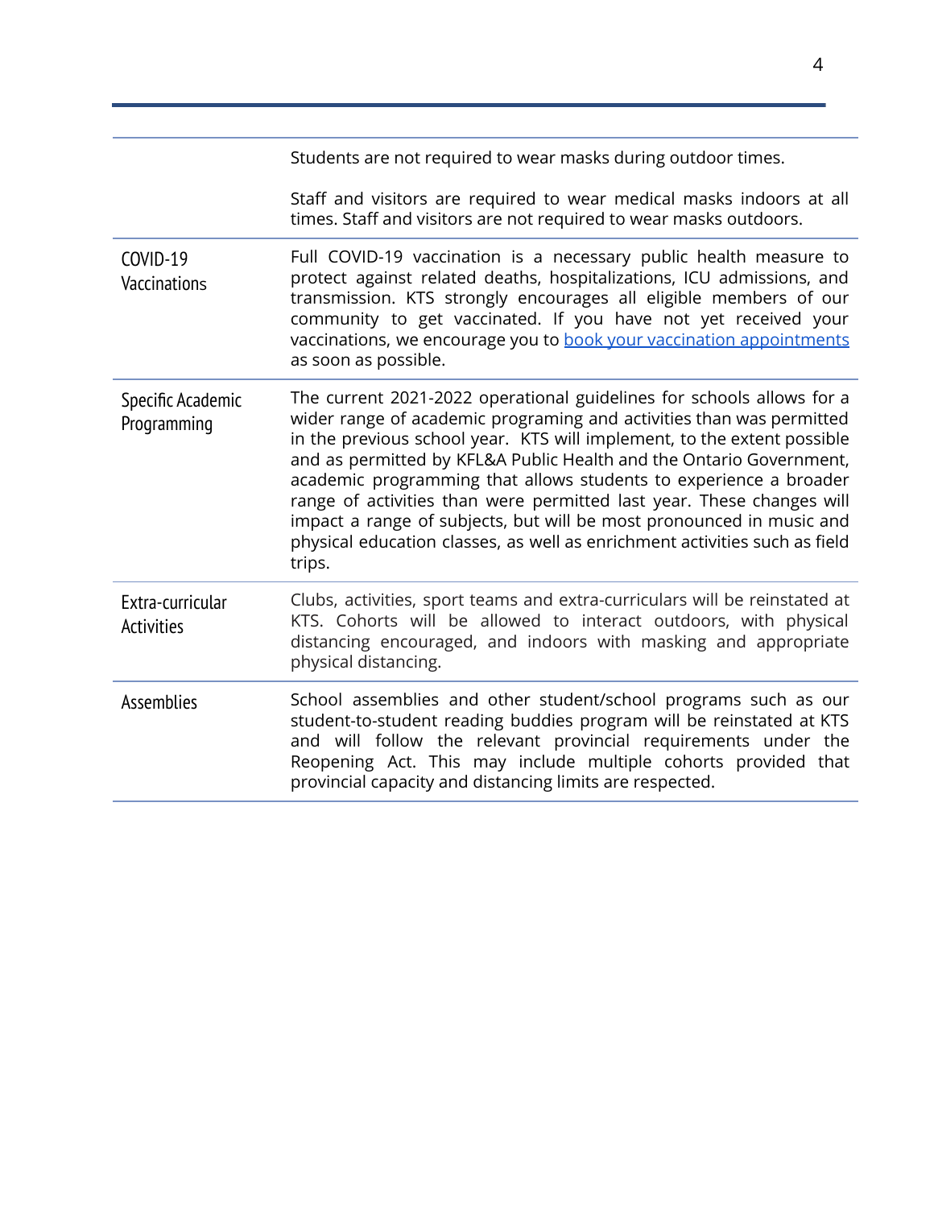| | |
|---|---|
| | Students are not required to wear masks during outdoor times.<br><br>Staff and visitors are required to wear medical masks indoors at all times. Staff and visitors are not required to wear masks outdoors. |
| COVID-19 Vaccinations | Full COVID-19 vaccination is a necessary public health measure to protect against related deaths, hospitalizations, ICU admissions, and transmission. KTS strongly encourages all eligible members of our community to get vaccinated. If you have not yet received your vaccinations, we encourage you to [book your vaccination appointments]() as soon as possible. |
| Specific Academic Programming | The current 2021-2022 operational guidelines for schools allows for a wider range of academic programing and activities than was permitted in the previous school year. KTS will implement, to the extent possible and as permitted by KFL&A Public Health and the Ontario Government, academic programming that allows students to experience a broader range of activities than were permitted last year. These changes will impact a range of subjects, but will be most pronounced in music and physical education classes, as well as enrichment activities such as field trips. |
| Extra-curricular Activities | Clubs, activities, sport teams and extra-curriculars will be reinstated at KTS. Cohorts will be allowed to interact outdoors, with physical distancing encouraged, and indoors with masking and appropriate physical distancing. |
| Assemblies | School assemblies and other student/school programs such as our student-to-student reading buddies program will be reinstated at KTS and will follow the relevant provincial requirements under the Reopening Act. This may include multiple cohorts provided that provincial capacity and distancing limits are respected. |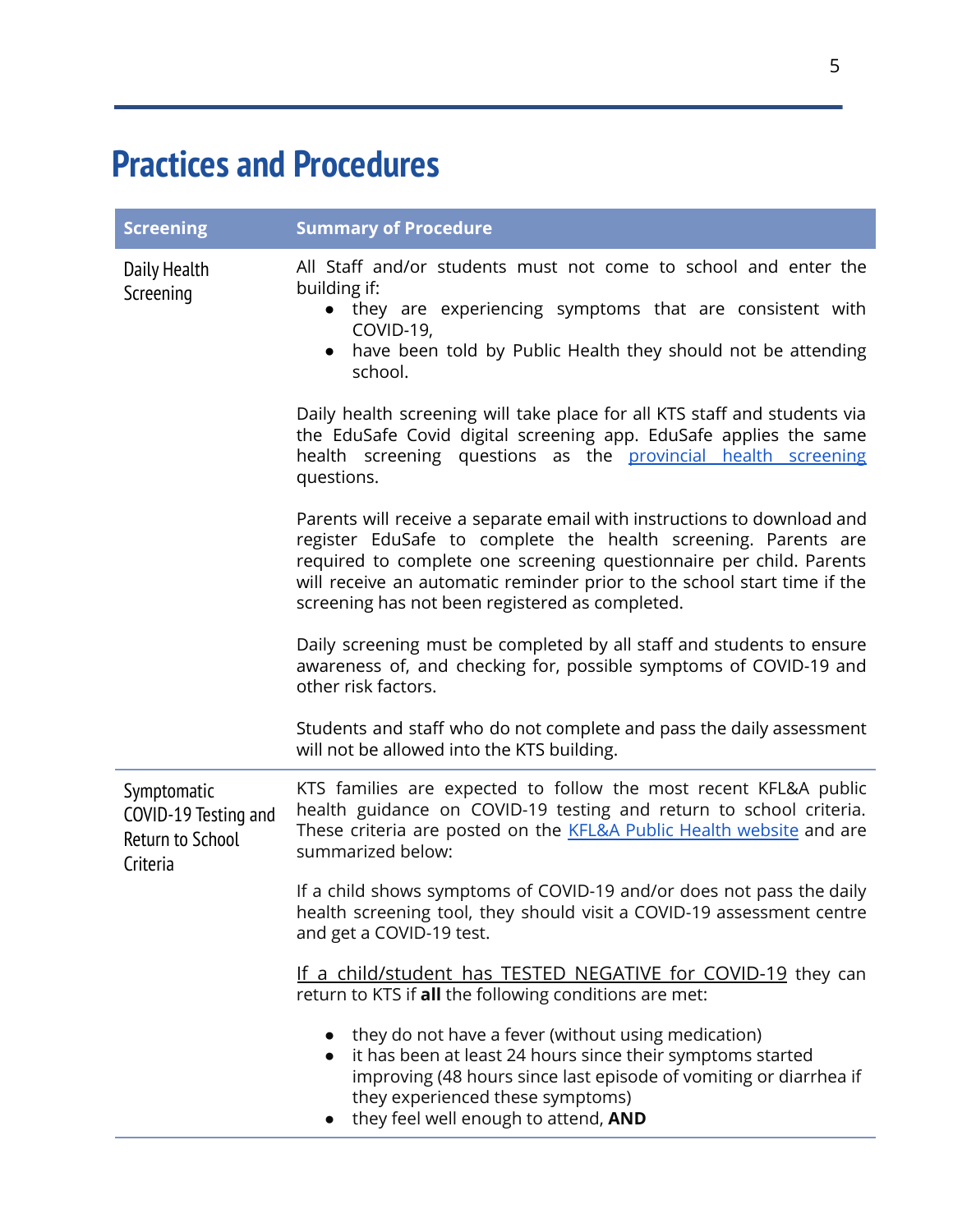# Practices and Procedures

| Screening | Summary of Procedure |
|---|---|
| Daily Health Screening | All Staff and/or students must not come to school and enter the building if:<br>• they are experiencing symptoms that are consistent with COVID-19,<br>• have been told by Public Health they should not be attending school.<br><br>Daily health screening will take place for all KTS staff and students via the EduSafe Covid digital screening app. EduSafe applies the same health screening questions as the [provincial health screening]() questions.<br><br>Parents will receive a separate email with instructions to download and register EduSafe to complete the health screening. Parents are required to complete one screening questionnaire per child. Parents will receive an automatic reminder prior to the school start time if the screening has not been registered as completed.<br><br>Daily screening must be completed by all staff and students to ensure awareness of, and checking for, possible symptoms of COVID-19 and other risk factors.<br><br>Students and staff who do not complete and pass the daily assessment will not be allowed into the KTS building. |
| Symptomatic COVID-19 Testing and Return to School Criteria | KTS families are expected to follow the most recent KFL&A public health guidance on COVID-19 testing and return to school criteria. These criteria are posted on the [KFL&A Public Health website]() and are summarized below:<br><br>If a child shows symptoms of COVID-19 and/or does not pass the daily health screening tool, they should visit a COVID-19 assessment centre and get a COVID-19 test.<br><br><u>If a child/student has TESTED NEGATIVE for COVID-19</u> they can return to KTS if **all** the following conditions are met:<br><br>• they do not have a fever (without using medication)<br>• it has been at least 24 hours since their symptoms started improving (48 hours since last episode of vomiting or diarrhea if they experienced these symptoms)<br>• they feel well enough to attend, **AND** |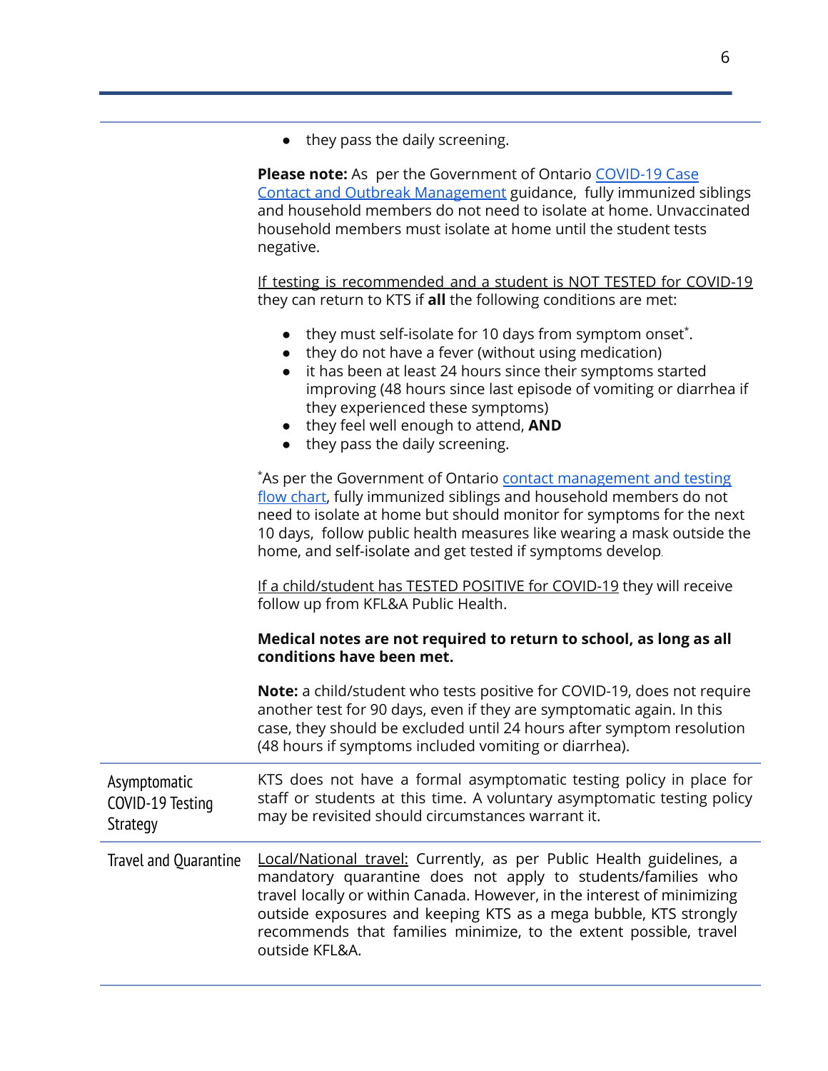| | |
|---|---|
| | • they pass the daily screening.<br><br>**Please note:** As per the Government of Ontario COVID-19 Case Contact and Outbreak Management guidance, fully immunized siblings and household members do not need to isolate at home. Unvaccinated household members must isolate at home until the student tests negative.<br><br>If testing is recommended and a student is NOT TESTED for COVID-19 they can return to KTS if **all** the following conditions are met:<br><br>• they must self-isolate for 10 days from symptom onset*.<br>• they do not have a fever (without using medication)<br>• it has been at least 24 hours since their symptoms started improving (48 hours since last episode of vomiting or diarrhea if they experienced these symptoms)<br>• they feel well enough to attend, **AND**<br>• they pass the daily screening.<br><br>*As per the Government of Ontario contact management and testing flow chart, fully immunized siblings and household members do not need to isolate at home but should monitor for symptoms for the next 10 days, follow public health measures like wearing a mask outside the home, and self-isolate and get tested if symptoms develop.<br><br>If a child/student has TESTED POSITIVE for COVID-19 they will receive follow up from KFL&A Public Health.<br><br>**Medical notes are not required to return to school, as long as all conditions have been met.**<br><br>**Note:** a child/student who tests positive for COVID-19, does not require another test for 90 days, even if they are symptomatic again. In this case, they should be excluded until 24 hours after symptom resolution (48 hours if symptoms included vomiting or diarrhea). |
| Asymptomatic COVID-19 Testing Strategy | KTS does not have a formal asymptomatic testing policy in place for staff or students at this time. A voluntary asymptomatic testing policy may be revisited should circumstances warrant it. |
| Travel and Quarantine | Local/National travel: Currently, as per Public Health guidelines, a mandatory quarantine does not apply to students/families who travel locally or within Canada. However, in the interest of minimizing outside exposures and keeping KTS as a mega bubble, KTS strongly recommends that families minimize, to the extent possible, travel outside KFL&A. |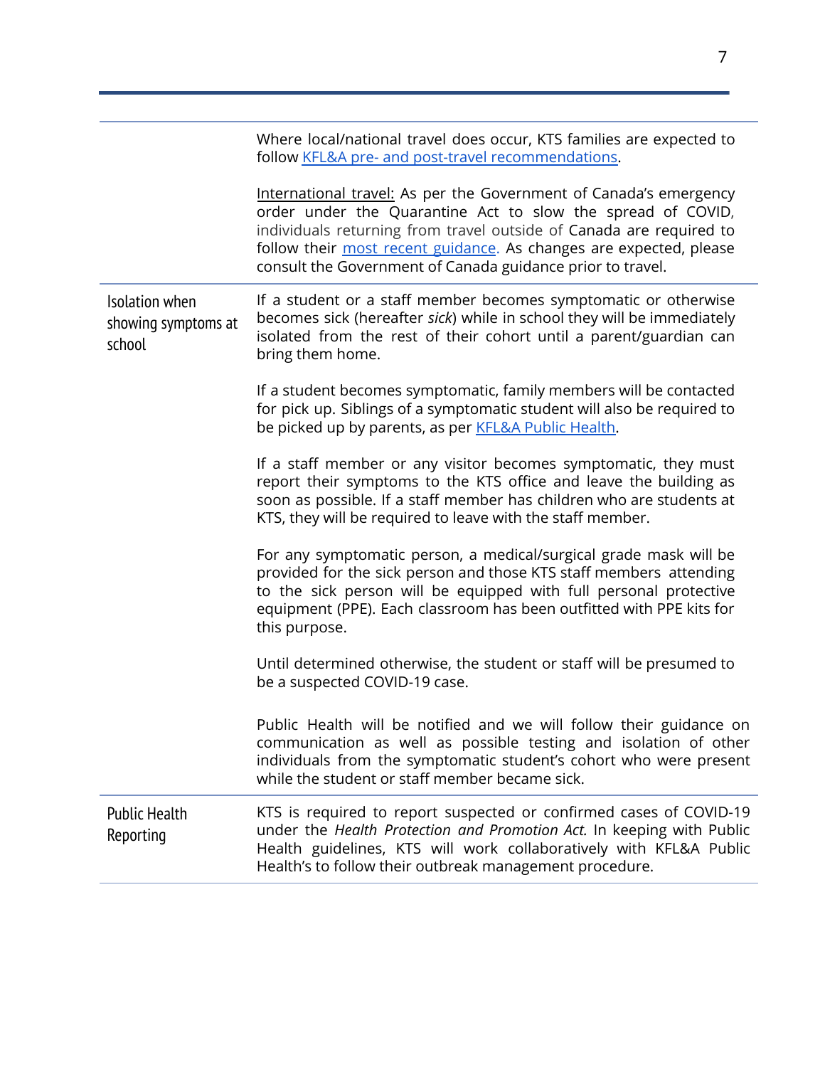| | |
|---|---|
| | Where local/national travel does occur, KTS families are expected to follow [KFL&A pre- and post-travel recommendations](). <br><br> <u>International travel:</u> As per the Government of Canada's emergency order under the Quarantine Act to slow the spread of COVID, individuals returning from travel outside of Canada are required to follow their [most recent guidance](). As changes are expected, please consult the Government of Canada guidance prior to travel. |
| Isolation when showing symptoms at school | If a student or a staff member becomes symptomatic or otherwise becomes sick (hereafter *sick*) while in school they will be immediately isolated from the rest of their cohort until a parent/guardian can bring them home. <br><br> If a student becomes symptomatic, family members will be contacted for pick up. Siblings of a symptomatic student will also be required to be picked up by parents, as per [KFL&A Public Health](). <br><br> If a staff member or any visitor becomes symptomatic, they must report their symptoms to the KTS office and leave the building as soon as possible. If a staff member has children who are students at KTS, they will be required to leave with the staff member. <br><br> For any symptomatic person, a medical/surgical grade mask will be provided for the sick person and those KTS staff members attending to the sick person will be equipped with full personal protective equipment (PPE). Each classroom has been outfitted with PPE kits for this purpose. <br><br> Until determined otherwise, the student or staff will be presumed to be a suspected COVID-19 case. <br><br> Public Health will be notified and we will follow their guidance on communication as well as possible testing and isolation of other individuals from the symptomatic student's cohort who were present while the student or staff member became sick. |
| Public Health Reporting | KTS is required to report suspected or confirmed cases of COVID-19 under the *Health Protection and Promotion Act.* In keeping with Public Health guidelines, KTS will work collaboratively with KFL&A Public Health's to follow their outbreak management procedure. |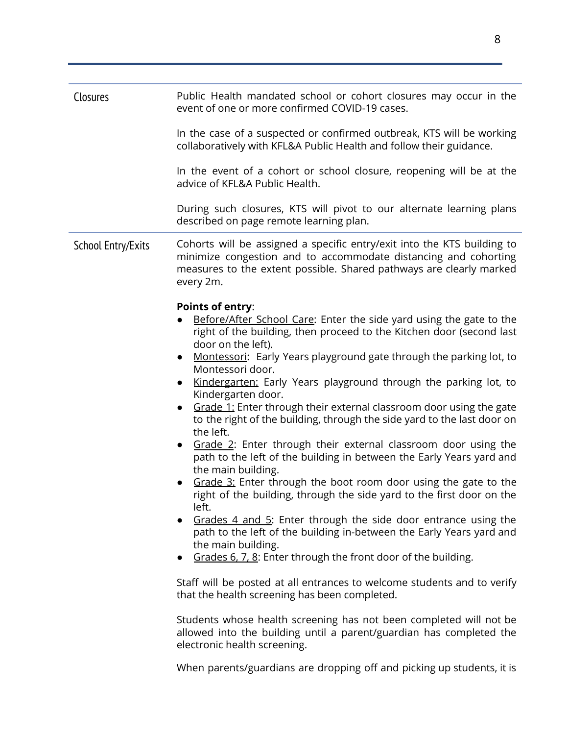| | |
|---|---|
| Closures | Public Health mandated school or cohort closures may occur in the event of one or more confirmed COVID-19 cases.<br><br>In the case of a suspected or confirmed outbreak, KTS will be working collaboratively with KFL&A Public Health and follow their guidance.<br><br>In the event of a cohort or school closure, reopening will be at the advice of KFL&A Public Health.<br><br>During such closures, KTS will pivot to our alternate learning plans described on page remote learning plan. |
| School Entry/Exits | Cohorts will be assigned a specific entry/exit into the KTS building to minimize congestion and to accommodate distancing and cohorting measures to the extent possible. Shared pathways are clearly marked every 2m.<br><br>**Points of entry**:<br>● Before/After School Care: Enter the side yard using the gate to the right of the building, then proceed to the Kitchen door (second last door on the left).<br>● Montessori: Early Years playground gate through the parking lot, to Montessori door.<br>● Kindergarten: Early Years playground through the parking lot, to Kindergarten door.<br>● Grade 1: Enter through their external classroom door using the gate to the right of the building, through the side yard to the last door on the left.<br>● Grade 2: Enter through their external classroom door using the path to the left of the building in between the Early Years yard and the main building.<br>● Grade 3: Enter through the boot room door using the gate to the right of the building, through the side yard to the first door on the left.<br>● Grades 4 and 5: Enter through the side door entrance using the path to the left of the building in-between the Early Years yard and the main building.<br>● Grades 6, 7, 8: Enter through the front door of the building.<br><br>Staff will be posted at all entrances to welcome students and to verify that the health screening has been completed.<br><br>Students whose health screening has not been completed will not be allowed into the building until a parent/guardian has completed the electronic health screening.<br><br>When parents/guardians are dropping off and picking up students, it is |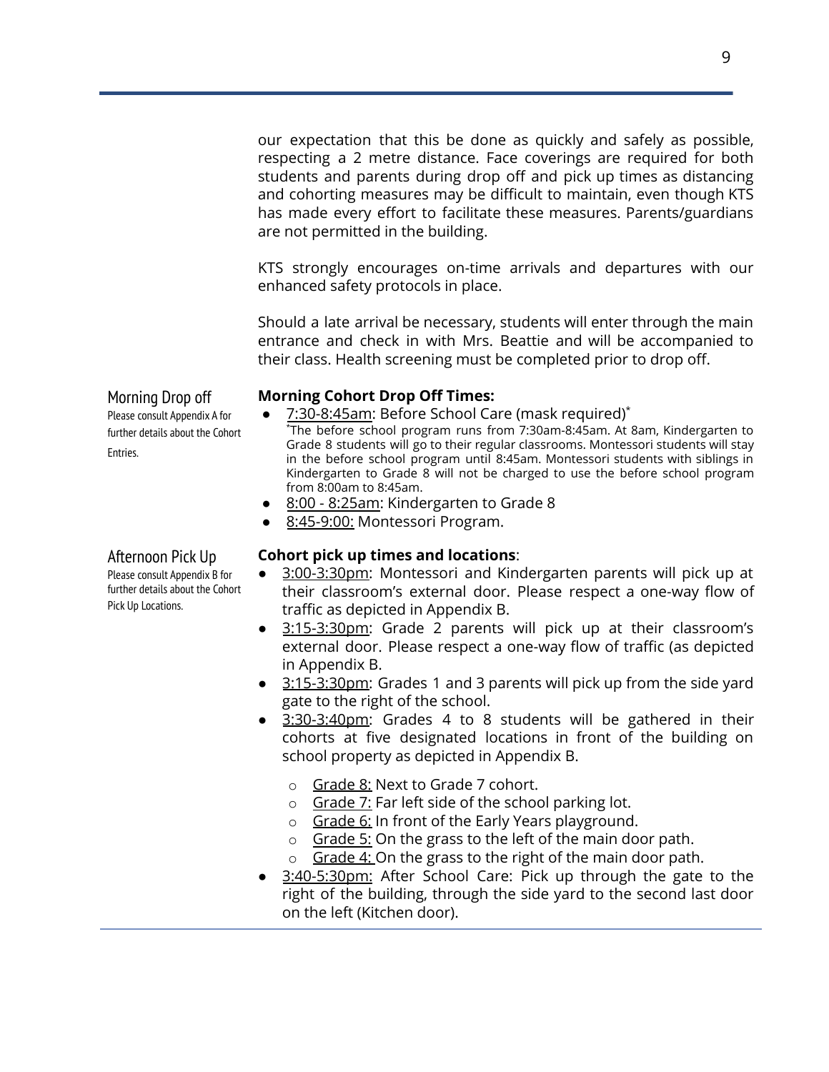our expectation that this be done as quickly and safely as possible, respecting a 2 metre distance. Face coverings are required for both students and parents during drop off and pick up times as distancing and cohorting measures may be difficult to maintain, even though KTS has made every effort to facilitate these measures. Parents/guardians are not permitted in the building.

KTS strongly encourages on-time arrivals and departures with our enhanced safety protocols in place.

Should a late arrival be necessary, students will enter through the main entrance and check in with Mrs. Beattie and will be accompanied to their class. Health screening must be completed prior to drop off.

## Morning Drop off

Please consult Appendix A for further details about the Cohort Entries.

**Morning Cohort Drop Off Times:**

- 7:30-8:45am: Before School Care (mask required)*

  *The before school program runs from 7:30am-8:45am. At 8am, Kindergarten to Grade 8 students will go to their regular classrooms. Montessori students will stay in the before school program until 8:45am. Montessori students with siblings in Kindergarten to Grade 8 will not be charged to use the before school program from 8:00am to 8:45am.
- 8:00 - 8:25am: Kindergarten to Grade 8
- 8:45-9:00: Montessori Program.

## Afternoon Pick Up

Please consult Appendix B for further details about the Cohort Pick Up Locations.

**Cohort pick up times and locations**:

- 3:00-3:30pm: Montessori and Kindergarten parents will pick up at their classroom's external door. Please respect a one-way flow of traffic as depicted in Appendix B.
- 3:15-3:30pm: Grade 2 parents will pick up at their classroom's external door. Please respect a one-way flow of traffic (as depicted in Appendix B.
- 3:15-3:30pm: Grades 1 and 3 parents will pick up from the side yard gate to the right of the school.
- 3:30-3:40pm: Grades 4 to 8 students will be gathered in their cohorts at five designated locations in front of the building on school property as depicted in Appendix B.
  - Grade 8: Next to Grade 7 cohort.
  - Grade 7: Far left side of the school parking lot.
  - Grade 6: In front of the Early Years playground.
  - Grade 5: On the grass to the left of the main door path.
  - Grade 4: On the grass to the right of the main door path.
- 3:40-5:30pm: After School Care: Pick up through the gate to the right of the building, through the side yard to the second last door on the left (Kitchen door).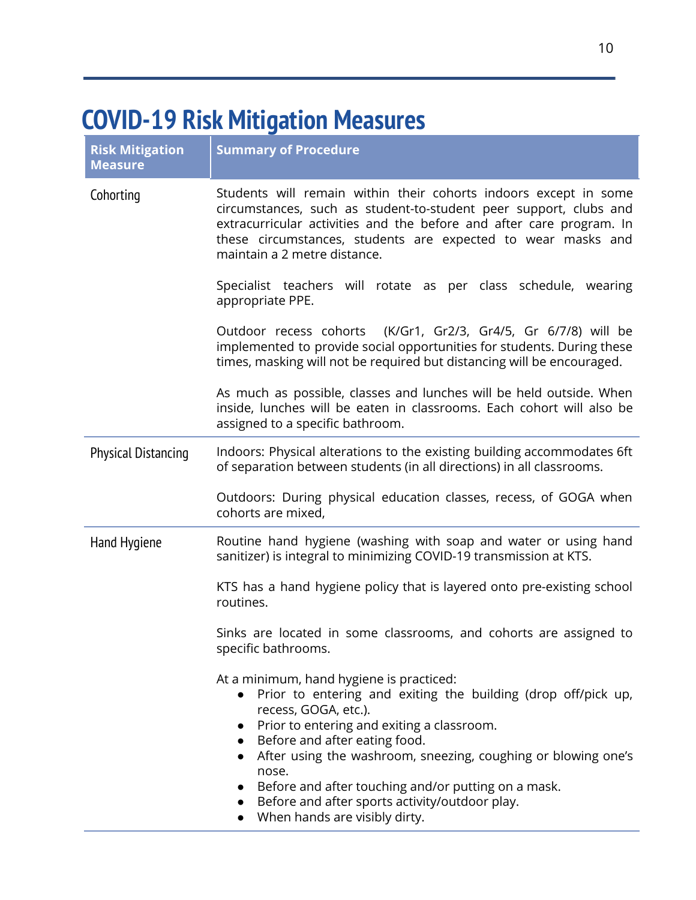# COVID-19 Risk Mitigation Measures

| Risk Mitigation Measure | Summary of Procedure |
|---|---|
| Cohorting | Students will remain within their cohorts indoors except in some circumstances, such as student-to-student peer support, clubs and extracurricular activities and the before and after care program. In these circumstances, students are expected to wear masks and maintain a 2 metre distance.<br><br>Specialist teachers will rotate as per class schedule, wearing appropriate PPE.<br><br>Outdoor recess cohorts (K/Gr1, Gr2/3, Gr4/5, Gr 6/7/8) will be implemented to provide social opportunities for students. During these times, masking will not be required but distancing will be encouraged.<br><br>As much as possible, classes and lunches will be held outside. When inside, lunches will be eaten in classrooms. Each cohort will also be assigned to a specific bathroom. |
| Physical Distancing | Indoors: Physical alterations to the existing building accommodates 6ft of separation between students (in all directions) in all classrooms.<br><br>Outdoors: During physical education classes, recess, of GOGA when cohorts are mixed, |
| Hand Hygiene | Routine hand hygiene (washing with soap and water or using hand sanitizer) is integral to minimizing COVID-19 transmission at KTS.<br><br>KTS has a hand hygiene policy that is layered onto pre-existing school routines.<br><br>Sinks are located in some classrooms, and cohorts are assigned to specific bathrooms.<br><br>At a minimum, hand hygiene is practiced:<br>● Prior to entering and exiting the building (drop off/pick up, recess, GOGA, etc.).<br>● Prior to entering and exiting a classroom.<br>● Before and after eating food.<br>● After using the washroom, sneezing, coughing or blowing one's nose.<br>● Before and after touching and/or putting on a mask.<br>● Before and after sports activity/outdoor play.<br>● When hands are visibly dirty. |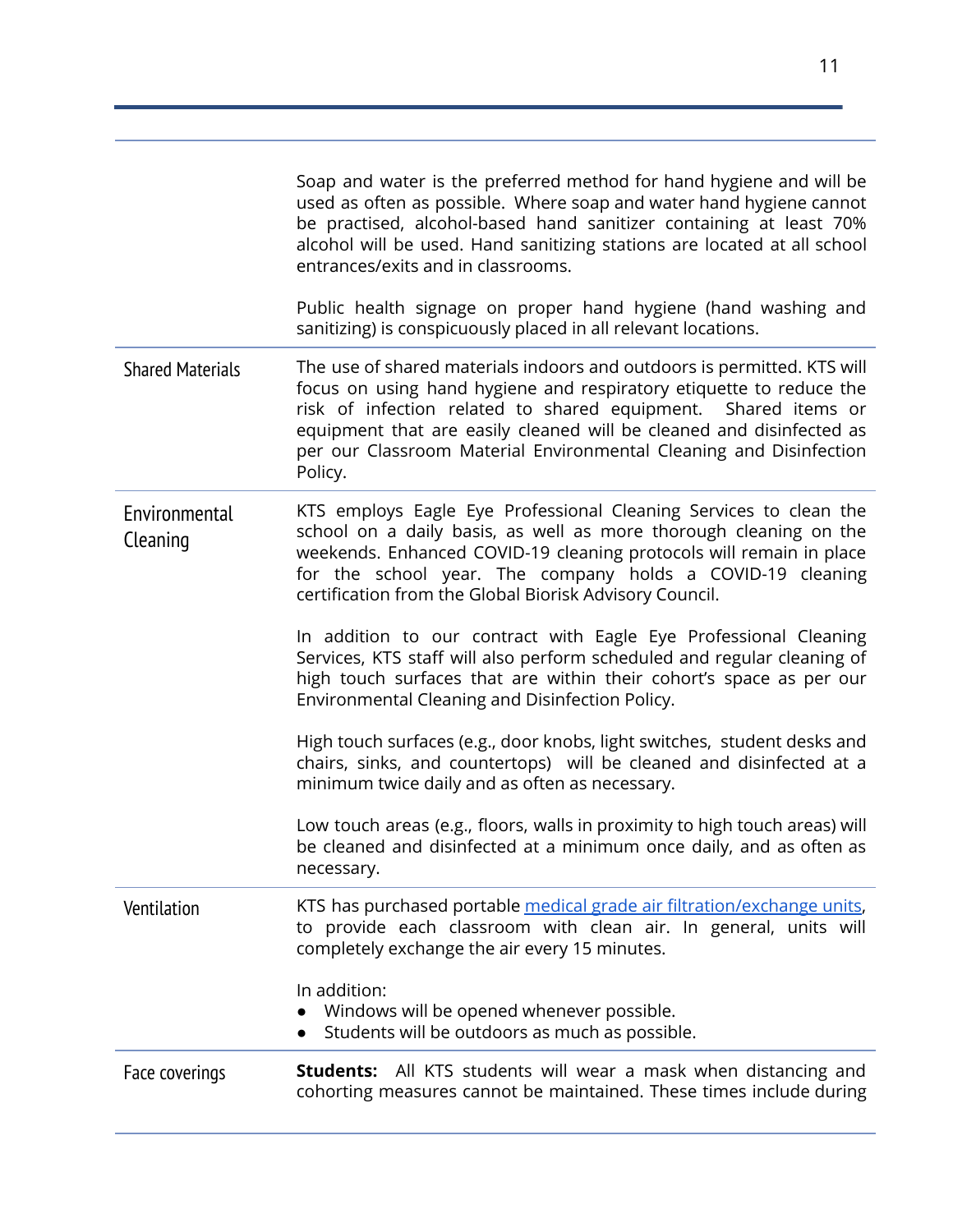| | |
|---|---|
| | Soap and water is the preferred method for hand hygiene and will be used as often as possible. Where soap and water hand hygiene cannot be practised, alcohol-based hand sanitizer containing at least 70% alcohol will be used. Hand sanitizing stations are located at all school entrances/exits and in classrooms.<br><br>Public health signage on proper hand hygiene (hand washing and sanitizing) is conspicuously placed in all relevant locations. |
| Shared Materials | The use of shared materials indoors and outdoors is permitted. KTS will focus on using hand hygiene and respiratory etiquette to reduce the risk of infection related to shared equipment. Shared items or equipment that are easily cleaned will be cleaned and disinfected as per our Classroom Material Environmental Cleaning and Disinfection Policy. |
| Environmental Cleaning | KTS employs Eagle Eye Professional Cleaning Services to clean the school on a daily basis, as well as more thorough cleaning on the weekends. Enhanced COVID-19 cleaning protocols will remain in place for the school year. The company holds a COVID-19 cleaning certification from the Global Biorisk Advisory Council.<br><br>In addition to our contract with Eagle Eye Professional Cleaning Services, KTS staff will also perform scheduled and regular cleaning of high touch surfaces that are within their cohort's space as per our Environmental Cleaning and Disinfection Policy.<br><br>High touch surfaces (e.g., door knobs, light switches, student desks and chairs, sinks, and countertops) will be cleaned and disinfected at a minimum twice daily and as often as necessary.<br><br>Low touch areas (e.g., floors, walls in proximity to high touch areas) will be cleaned and disinfected at a minimum once daily, and as often as necessary. |
| Ventilation | KTS has purchased portable medical grade air filtration/exchange units, to provide each classroom with clean air. In general, units will completely exchange the air every 15 minutes.<br><br>In addition:<br>● Windows will be opened whenever possible.<br>● Students will be outdoors as much as possible. |
| Face coverings | **Students:** All KTS students will wear a mask when distancing and cohorting measures cannot be maintained. These times include during |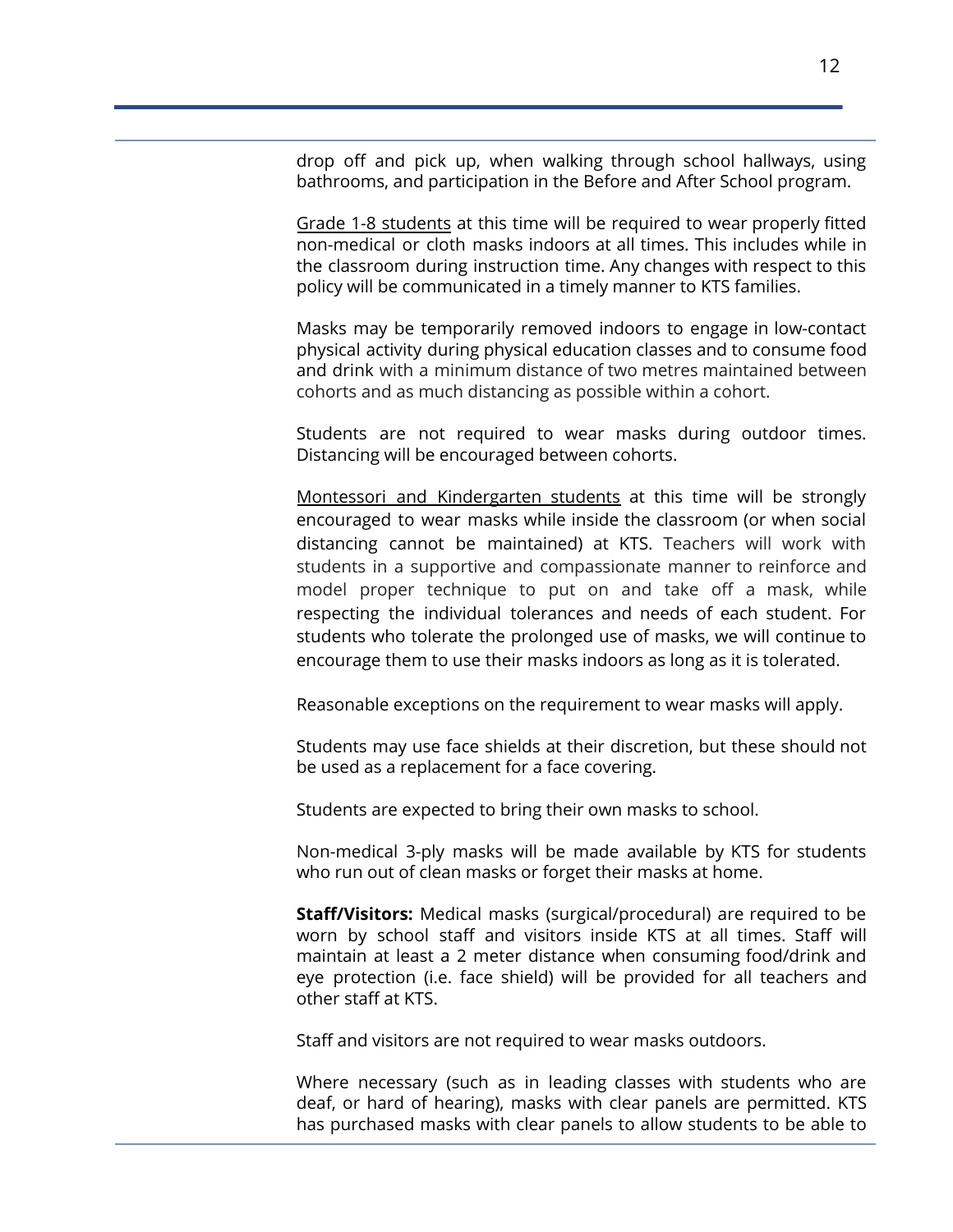drop off and pick up, when walking through school hallways, using bathrooms, and participation in the Before and After School program.

<u>Grade 1-8 students</u> at this time will be required to wear properly fitted non-medical or cloth masks indoors at all times. This includes while in the classroom during instruction time. Any changes with respect to this policy will be communicated in a timely manner to KTS families.

Masks may be temporarily removed indoors to engage in low-contact physical activity during physical education classes and to consume food and drink with a minimum distance of two metres maintained between cohorts and as much distancing as possible within a cohort.

Students are not required to wear masks during outdoor times. Distancing will be encouraged between cohorts.

<u>Montessori and Kindergarten students</u> at this time will be strongly encouraged to wear masks while inside the classroom (or when social distancing cannot be maintained) at KTS. Teachers will work with students in a supportive and compassionate manner to reinforce and model proper technique to put on and take off a mask, while respecting the individual tolerances and needs of each student. For students who tolerate the prolonged use of masks, we will continue to encourage them to use their masks indoors as long as it is tolerated.

Reasonable exceptions on the requirement to wear masks will apply.

Students may use face shields at their discretion, but these should not be used as a replacement for a face covering.

Students are expected to bring their own masks to school.

Non-medical 3-ply masks will be made available by KTS for students who run out of clean masks or forget their masks at home.

**Staff/Visitors:** Medical masks (surgical/procedural) are required to be worn by school staff and visitors inside KTS at all times. Staff will maintain at least a 2 meter distance when consuming food/drink and eye protection (i.e. face shield) will be provided for all teachers and other staff at KTS.

Staff and visitors are not required to wear masks outdoors.

Where necessary (such as in leading classes with students who are deaf, or hard of hearing), masks with clear panels are permitted. KTS has purchased masks with clear panels to allow students to be able to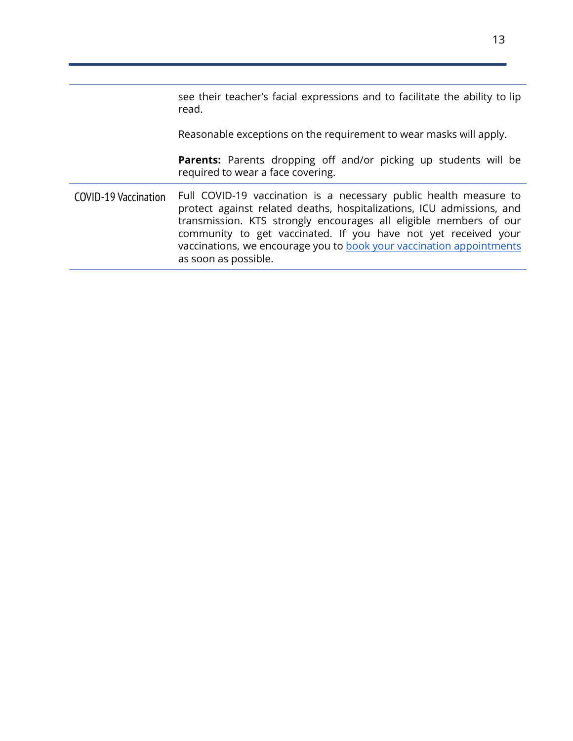| | |
|---|---|
| | see their teacher's facial expressions and to facilitate the ability to lip read.<br><br>Reasonable exceptions on the requirement to wear masks will apply.<br><br>**Parents:** Parents dropping off and/or picking up students will be required to wear a face covering. |
| COVID-19 Vaccination | Full COVID-19 vaccination is a necessary public health measure to protect against related deaths, hospitalizations, ICU admissions, and transmission. KTS strongly encourages all eligible members of our community to get vaccinated. If you have not yet received your vaccinations, we encourage you to book your vaccination appointments as soon as possible. |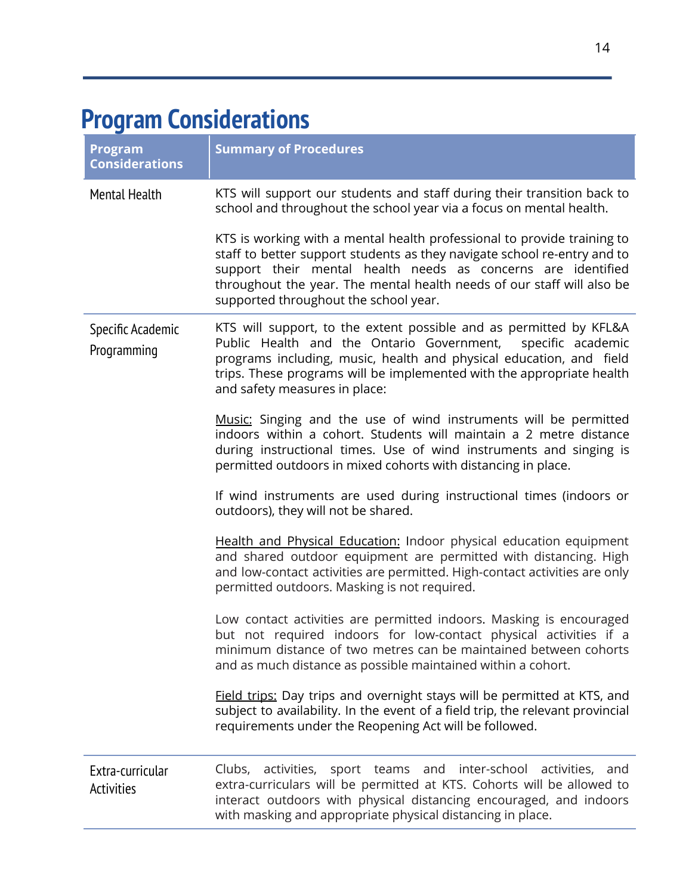# Program Considerations

| Program Considerations | Summary of Procedures |
|---|---|
| Mental Health | KTS will support our students and staff during their transition back to school and throughout the school year via a focus on mental health.<br><br>KTS is working with a mental health professional to provide training to staff to better support students as they navigate school re-entry and to support their mental health needs as concerns are identified throughout the year. The mental health needs of our staff will also be supported throughout the school year. |
| Specific Academic Programming | KTS will support, to the extent possible and as permitted by KFL&A Public Health and the Ontario Government, specific academic programs including, music, health and physical education, and field trips. These programs will be implemented with the appropriate health and safety measures in place:<br><br><u>Music:</u> Singing and the use of wind instruments will be permitted indoors within a cohort. Students will maintain a 2 metre distance during instructional times. Use of wind instruments and singing is permitted outdoors in mixed cohorts with distancing in place.<br><br>If wind instruments are used during instructional times (indoors or outdoors), they will not be shared.<br><br><u>Health and Physical Education:</u> Indoor physical education equipment and shared outdoor equipment are permitted with distancing. High and low-contact activities are permitted. High-contact activities are only permitted outdoors. Masking is not required.<br><br>Low contact activities are permitted indoors. Masking is encouraged but not required indoors for low-contact physical activities if a minimum distance of two metres can be maintained between cohorts and as much distance as possible maintained within a cohort.<br><br><u>Field trips:</u> Day trips and overnight stays will be permitted at KTS, and subject to availability. In the event of a field trip, the relevant provincial requirements under the Reopening Act will be followed. |
| Extra-curricular Activities | Clubs, activities, sport teams and inter-school activities, and extra-curriculars will be permitted at KTS. Cohorts will be allowed to interact outdoors with physical distancing encouraged, and indoors with masking and appropriate physical distancing in place. |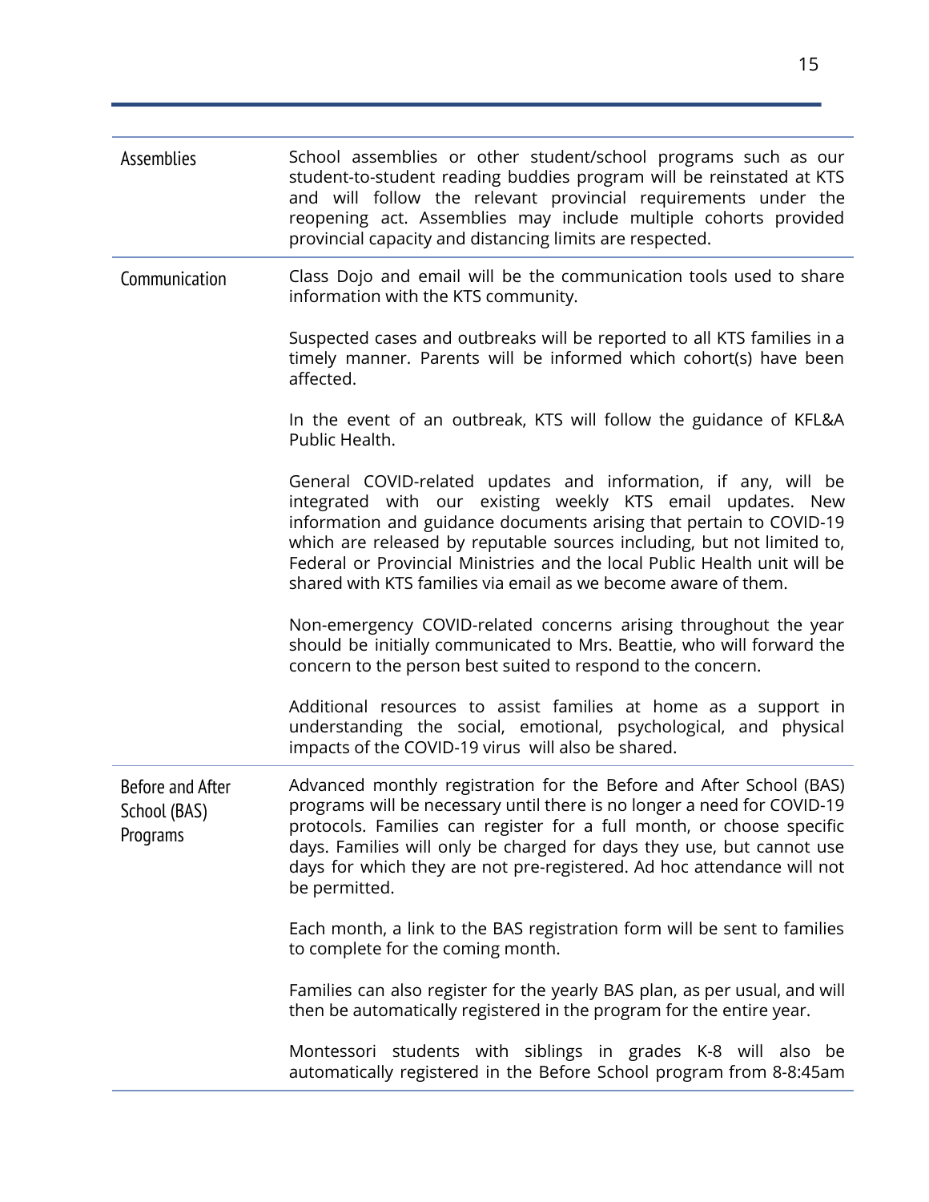| | |
|---|---|
| Assemblies | School assemblies or other student/school programs such as our student-to-student reading buddies program will be reinstated at KTS and will follow the relevant provincial requirements under the reopening act. Assemblies may include multiple cohorts provided provincial capacity and distancing limits are respected. |
| Communication | Class Dojo and email will be the communication tools used to share information with the KTS community.<br><br>Suspected cases and outbreaks will be reported to all KTS families in a timely manner. Parents will be informed which cohort(s) have been affected.<br><br>In the event of an outbreak, KTS will follow the guidance of KFL&A Public Health.<br><br>General COVID-related updates and information, if any, will be integrated with our existing weekly KTS email updates. New information and guidance documents arising that pertain to COVID-19 which are released by reputable sources including, but not limited to, Federal or Provincial Ministries and the local Public Health unit will be shared with KTS families via email as we become aware of them.<br><br>Non-emergency COVID-related concerns arising throughout the year should be initially communicated to Mrs. Beattie, who will forward the concern to the person best suited to respond to the concern.<br><br>Additional resources to assist families at home as a support in understanding the social, emotional, psychological, and physical impacts of the COVID-19 virus will also be shared. |
| Before and After School (BAS) Programs | Advanced monthly registration for the Before and After School (BAS) programs will be necessary until there is no longer a need for COVID-19 protocols. Families can register for a full month, or choose specific days. Families will only be charged for days they use, but cannot use days for which they are not pre-registered. Ad hoc attendance will not be permitted.<br><br>Each month, a link to the BAS registration form will be sent to families to complete for the coming month.<br><br>Families can also register for the yearly BAS plan, as per usual, and will then be automatically registered in the program for the entire year.<br><br>Montessori students with siblings in grades K-8 will also be automatically registered in the Before School program from 8-8:45am |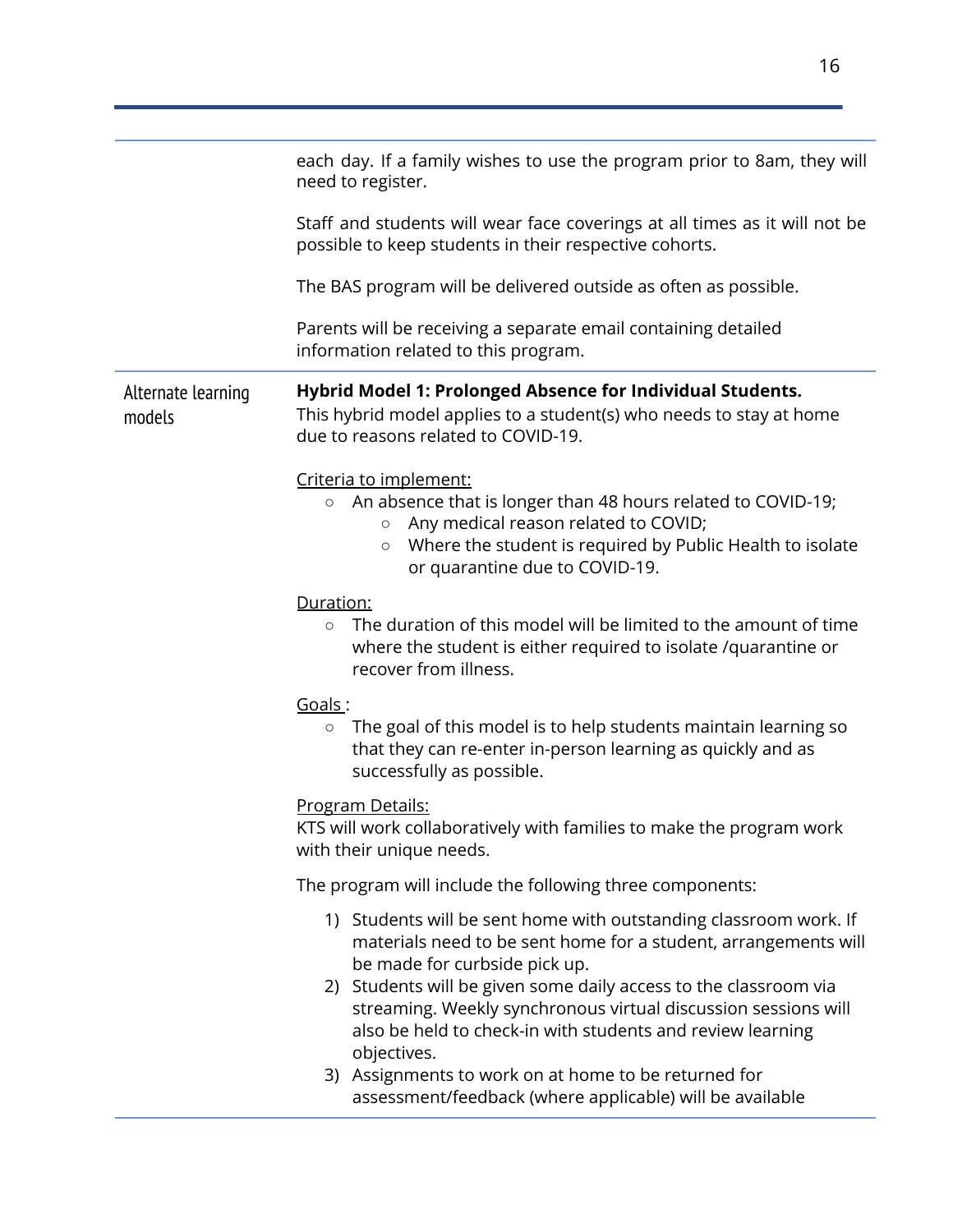| | |
|---|---|
| | each day. If a family wishes to use the program prior to 8am, they will need to register.<br><br>Staff and students will wear face coverings at all times as it will not be possible to keep students in their respective cohorts.<br><br>The BAS program will be delivered outside as often as possible.<br><br>Parents will be receiving a separate email containing detailed information related to this program. |
| Alternate learning models | **Hybrid Model 1: Prolonged Absence for Individual Students.**<br>This hybrid model applies to a student(s) who needs to stay at home due to reasons related to COVID-19.<br><br><u>Criteria to implement:</u><br>○ An absence that is longer than 48 hours related to COVID-19;<br>&nbsp;&nbsp;&nbsp;&nbsp;○ Any medical reason related to COVID;<br>&nbsp;&nbsp;&nbsp;&nbsp;○ Where the student is required by Public Health to isolate or quarantine due to COVID-19.<br><br><u>Duration:</u><br>○ The duration of this model will be limited to the amount of time where the student is either required to isolate /quarantine or recover from illness.<br><br><u>Goals</u> :<br>○ The goal of this model is to help students maintain learning so that they can re-enter in-person learning as quickly and as successfully as possible.<br><br><u>Program Details:</u><br>KTS will work collaboratively with families to make the program work with their unique needs.<br><br>The program will include the following three components:<br><br>1) Students will be sent home with outstanding classroom work. If materials need to be sent home for a student, arrangements will be made for curbside pick up.<br>2) Students will be given some daily access to the classroom via streaming. Weekly synchronous virtual discussion sessions will also be held to check-in with students and review learning objectives.<br>3) Assignments to work on at home to be returned for assessment/feedback (where applicable) will be available |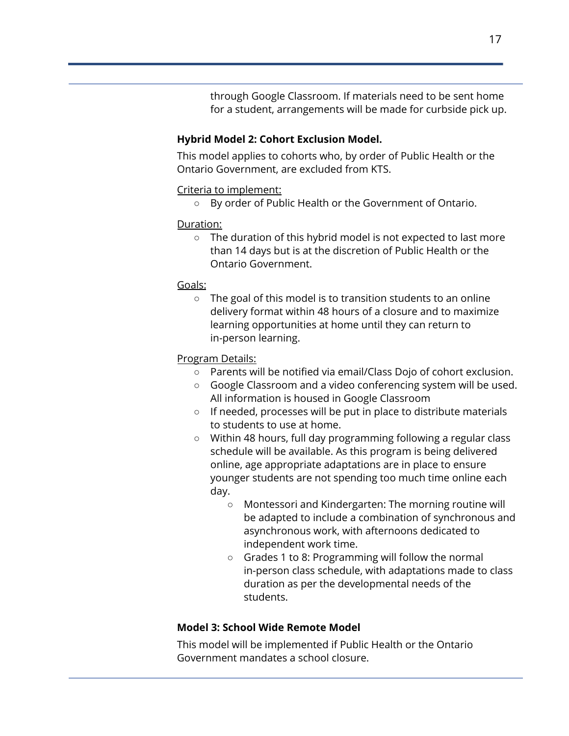through Google Classroom. If materials need to be sent home for a student, arrangements will be made for curbside pick up.

**Hybrid Model 2: Cohort Exclusion Model.**

This model applies to cohorts who, by order of Public Health or the Ontario Government, are excluded from KTS.

Criteria to implement:

- By order of Public Health or the Government of Ontario.

Duration:

- The duration of this hybrid model is not expected to last more than 14 days but is at the discretion of Public Health or the Ontario Government.

Goals:

- The goal of this model is to transition students to an online delivery format within 48 hours of a closure and to maximize learning opportunities at home until they can return to in-person learning.

Program Details:

- Parents will be notified via email/Class Dojo of cohort exclusion.
- Google Classroom and a video conferencing system will be used. All information is housed in Google Classroom
- If needed, processes will be put in place to distribute materials to students to use at home.
- Within 48 hours, full day programming following a regular class schedule will be available. As this program is being delivered online, age appropriate adaptations are in place to ensure younger students are not spending too much time online each day.
  - Montessori and Kindergarten: The morning routine will be adapted to include a combination of synchronous and asynchronous work, with afternoons dedicated to independent work time.
  - Grades 1 to 8: Programming will follow the normal in-person class schedule, with adaptations made to class duration as per the developmental needs of the students.

**Model 3: School Wide Remote Model**

This model will be implemented if Public Health or the Ontario Government mandates a school closure.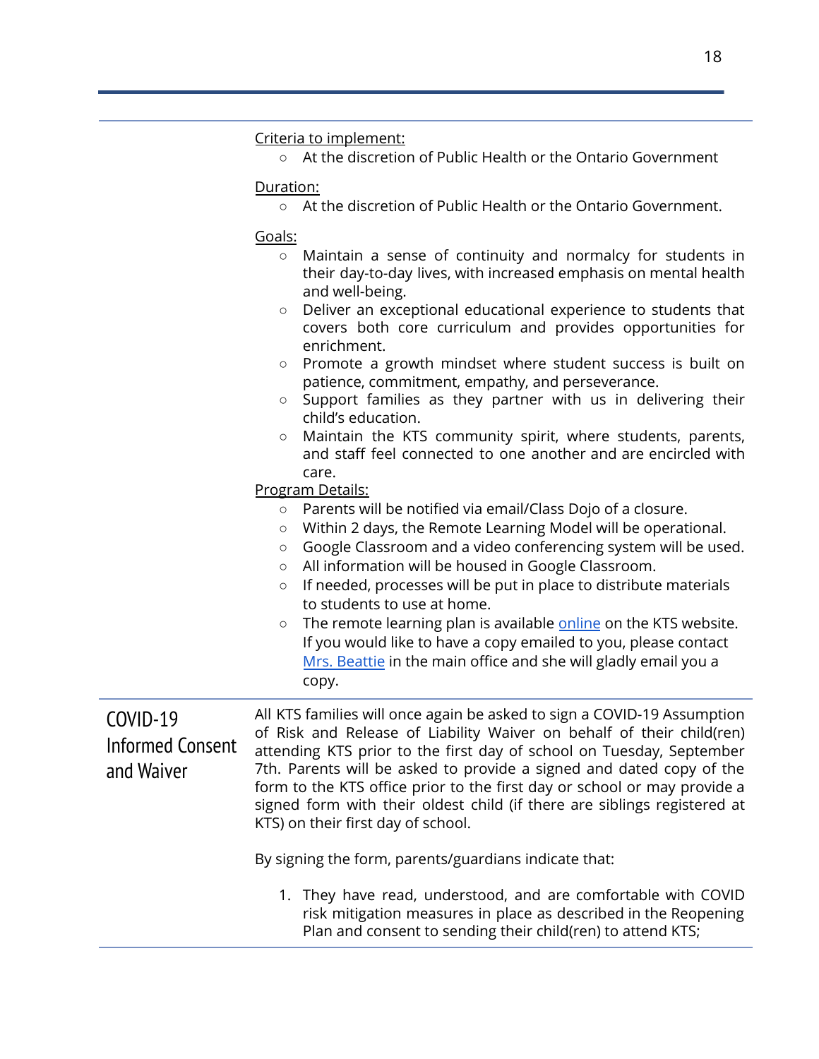Criteria to implement:

- At the discretion of Public Health or the Ontario Government

Duration:

- At the discretion of Public Health or the Ontario Government.

Goals:

- Maintain a sense of continuity and normalcy for students in their day-to-day lives, with increased emphasis on mental health and well-being.
- Deliver an exceptional educational experience to students that covers both core curriculum and provides opportunities for enrichment.
- Promote a growth mindset where student success is built on patience, commitment, empathy, and perseverance.
- Support families as they partner with us in delivering their child's education.
- Maintain the KTS community spirit, where students, parents, and staff feel connected to one another and are encircled with care.

Program Details:

- Parents will be notified via email/Class Dojo of a closure.
- Within 2 days, the Remote Learning Model will be operational.
- Google Classroom and a video conferencing system will be used.
- All information will be housed in Google Classroom.
- If needed, processes will be put in place to distribute materials to students to use at home.
- The remote learning plan is available online on the KTS website. If you would like to have a copy emailed to you, please contact Mrs. Beattie in the main office and she will gladly email you a copy.

## COVID-19 Informed Consent and Waiver

All KTS families will once again be asked to sign a COVID-19 Assumption of Risk and Release of Liability Waiver on behalf of their child(ren) attending KTS prior to the first day of school on Tuesday, September 7th. Parents will be asked to provide a signed and dated copy of the form to the KTS office prior to the first day or school or may provide a signed form with their oldest child (if there are siblings registered at KTS) on their first day of school.

By signing the form, parents/guardians indicate that:

1. They have read, understood, and are comfortable with COVID risk mitigation measures in place as described in the Reopening Plan and consent to sending their child(ren) to attend KTS;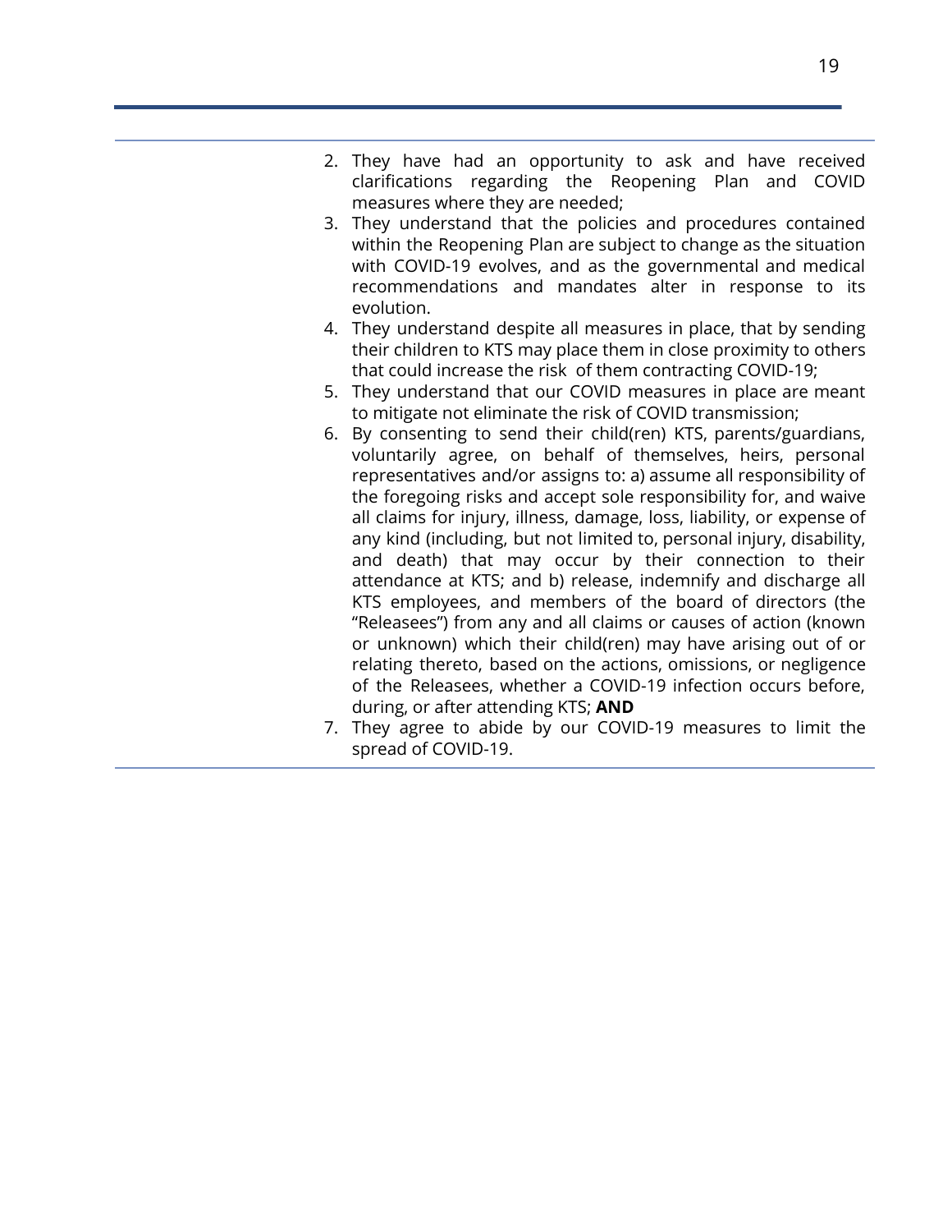2. They have had an opportunity to ask and have received clarifications regarding the Reopening Plan and COVID measures where they are needed;
3. They understand that the policies and procedures contained within the Reopening Plan are subject to change as the situation with COVID-19 evolves, and as the governmental and medical recommendations and mandates alter in response to its evolution.
4. They understand despite all measures in place, that by sending their children to KTS may place them in close proximity to others that could increase the risk of them contracting COVID-19;
5. They understand that our COVID measures in place are meant to mitigate not eliminate the risk of COVID transmission;
6. By consenting to send their child(ren) KTS, parents/guardians, voluntarily agree, on behalf of themselves, heirs, personal representatives and/or assigns to: a) assume all responsibility of the foregoing risks and accept sole responsibility for, and waive all claims for injury, illness, damage, loss, liability, or expense of any kind (including, but not limited to, personal injury, disability, and death) that may occur by their connection to their attendance at KTS; and b) release, indemnify and discharge all KTS employees, and members of the board of directors (the "Releasees") from any and all claims or causes of action (known or unknown) which their child(ren) may have arising out of or relating thereto, based on the actions, omissions, or negligence of the Releasees, whether a COVID-19 infection occurs before, during, or after attending KTS; **AND**
7. They agree to abide by our COVID-19 measures to limit the spread of COVID-19.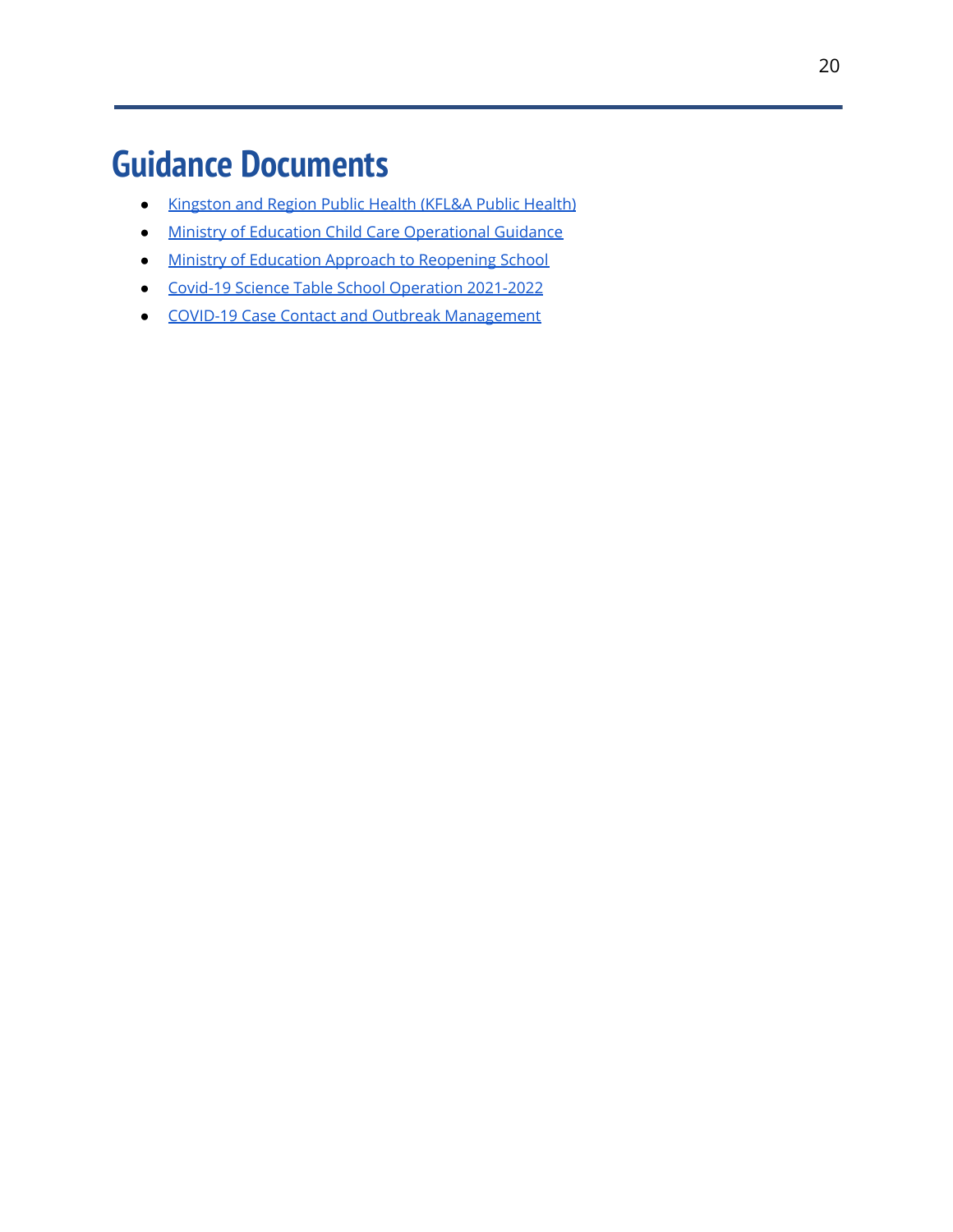# Guidance Documents

- Kingston and Region Public Health (KFL&A Public Health)
- Ministry of Education Child Care Operational Guidance
- Ministry of Education Approach to Reopening School
- Covid-19 Science Table School Operation 2021-2022
- COVID-19 Case Contact and Outbreak Management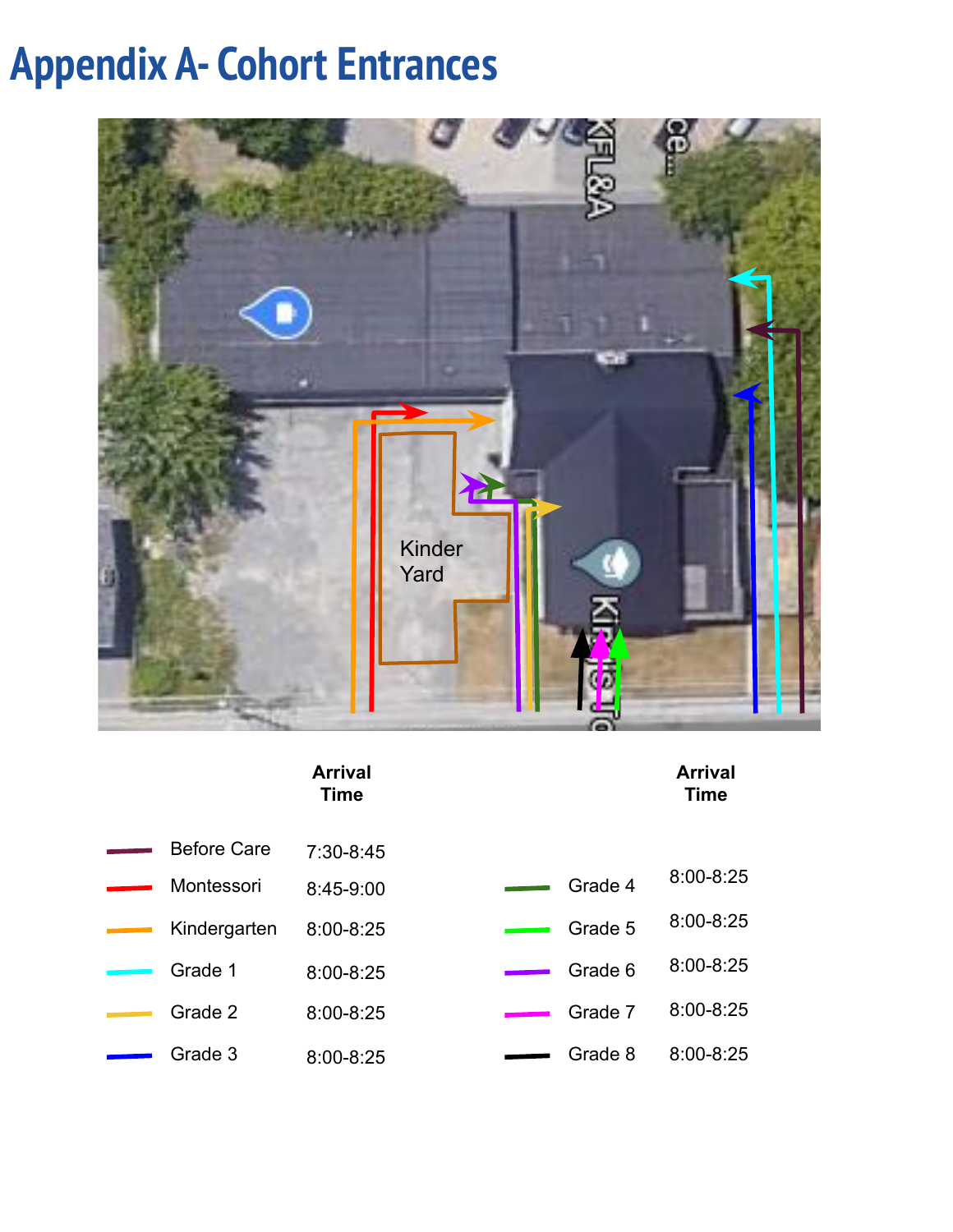# Appendix A- Cohort Entrances

Kinder Yard

| | Arrival Time | | Arrival Time |
|---|---|---|---|
| Before Care | 7:30-8:45 | | |
| Montessori | 8:45-9:00 | Grade 4 | 8:00-8:25 |
| Kindergarten | 8:00-8:25 | Grade 5 | 8:00-8:25 |
| Grade 1 | 8:00-8:25 | Grade 6 | 8:00-8:25 |
| Grade 2 | 8:00-8:25 | Grade 7 | 8:00-8:25 |
| Grade 3 | 8:00-8:25 | Grade 8 | 8:00-8:25 |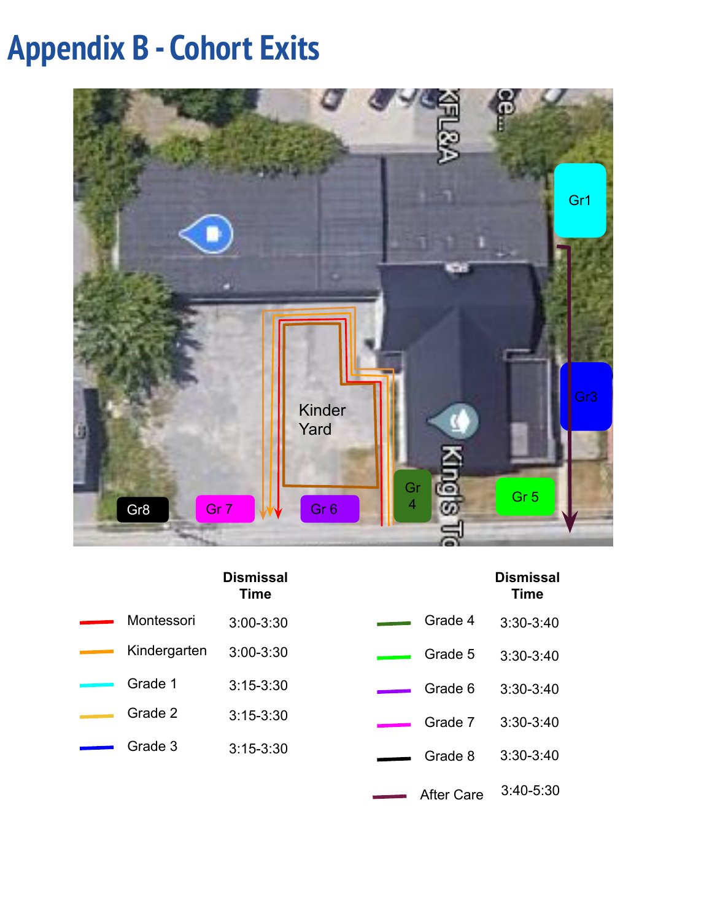# Appendix B - Cohort Exits

KFL&A

Gr1

Kinder Yard

Gr3

Kingls To

Gr 4

Gr8

Gr 7

Gr 6

Gr 5

| | Dismissal Time |
|---|---|
| Montessori | 3:00-3:30 |
| Kindergarten | 3:00-3:30 |
| Grade 1 | 3:15-3:30 |
| Grade 2 | 3:15-3:30 |
| Grade 3 | 3:15-3:30 |

| | Dismissal Time |
|---|---|
| Grade 4 | 3:30-3:40 |
| Grade 5 | 3:30-3:40 |
| Grade 6 | 3:30-3:40 |
| Grade 7 | 3:30-3:40 |
| Grade 8 | 3:30-3:40 |
| After Care | 3:40-5:30 |